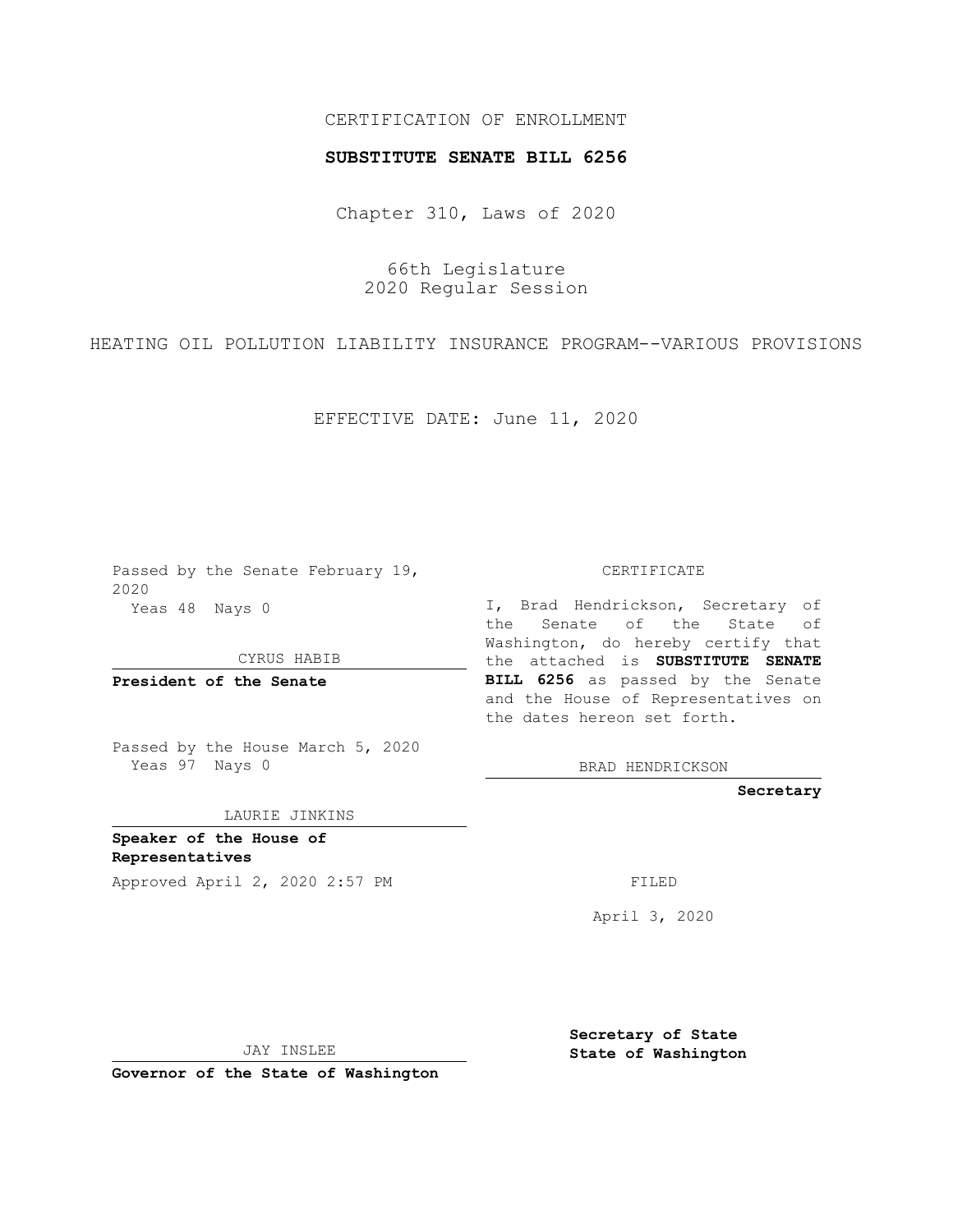CERTIFICATION OF ENROLLMENT

**SUBSTITUTE SENATE BILL 6256**

Chapter 310, Laws of 2020

66th Legislature
2020 Regular Session

HEATING OIL POLLUTION LIABILITY INSURANCE PROGRAM--VARIOUS PROVISIONS

EFFECTIVE DATE: June 11, 2020

Passed by the Senate February 19, 2020
Yeas 48 Nays 0

CYRUS HABIB

**President of the Senate**

Passed by the House March 5, 2020
Yeas 97 Nays 0

LAURIE JINKINS

**Speaker of the House of Representatives**

Approved April 2, 2020 2:57 PM

JAY INSLEE

**Governor of the State of Washington**

CERTIFICATE

I, Brad Hendrickson, Secretary of the Senate of the State of Washington, do hereby certify that the attached is **SUBSTITUTE SENATE BILL 6256** as passed by the Senate and the House of Representatives on the dates hereon set forth.

BRAD HENDRICKSON

**Secretary**

FILED

April 3, 2020

**Secretary of State State of Washington**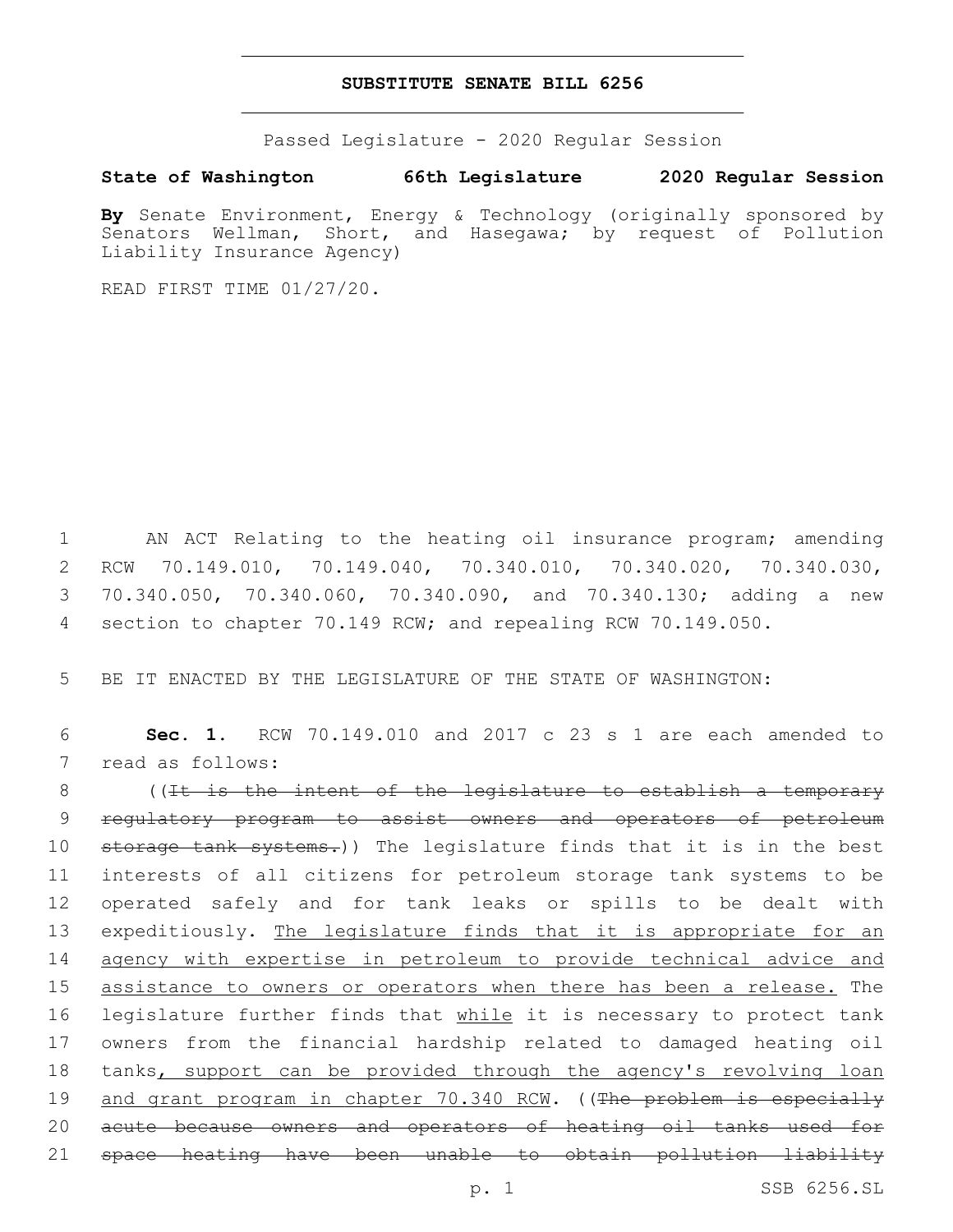**SUBSTITUTE SENATE BILL 6256**

Passed Legislature - 2020 Regular Session

**State of Washington 66th Legislature 2020 Regular Session**

**By** Senate Environment, Energy & Technology (originally sponsored by Senators Wellman, Short, and Hasegawa; by request of Pollution Liability Insurance Agency)

READ FIRST TIME 01/27/20.

AN ACT Relating to the heating oil insurance program; amending RCW 70.149.010, 70.149.040, 70.340.010, 70.340.020, 70.340.030, 70.340.050, 70.340.060, 70.340.090, and 70.340.130; adding a new section to chapter 70.149 RCW; and repealing RCW 70.149.050.

BE IT ENACTED BY THE LEGISLATURE OF THE STATE OF WASHINGTON:

**Sec. 1.** RCW 70.149.010 and 2017 c 23 s 1 are each amended to read as follows:

((~~It is the intent of the legislature to establish a temporary regulatory program to assist owners and operators of petroleum storage tank systems.~~)) The legislature finds that it is in the best interests of all citizens for petroleum storage tank systems to be operated safely and for tank leaks or spills to be dealt with expeditiously. <u>The legislature finds that it is appropriate for an agency with expertise in petroleum to provide technical advice and assistance to owners or operators when there has been a release.</u> The legislature further finds that <u>while</u> it is necessary to protect tank owners from the financial hardship related to damaged heating oil tanks<u>, support can be provided through the agency's revolving loan and grant program in chapter 70.340 RCW</u>. ((~~The problem is especially acute because owners and operators of heating oil tanks used for space heating have been unable to obtain pollution liability~~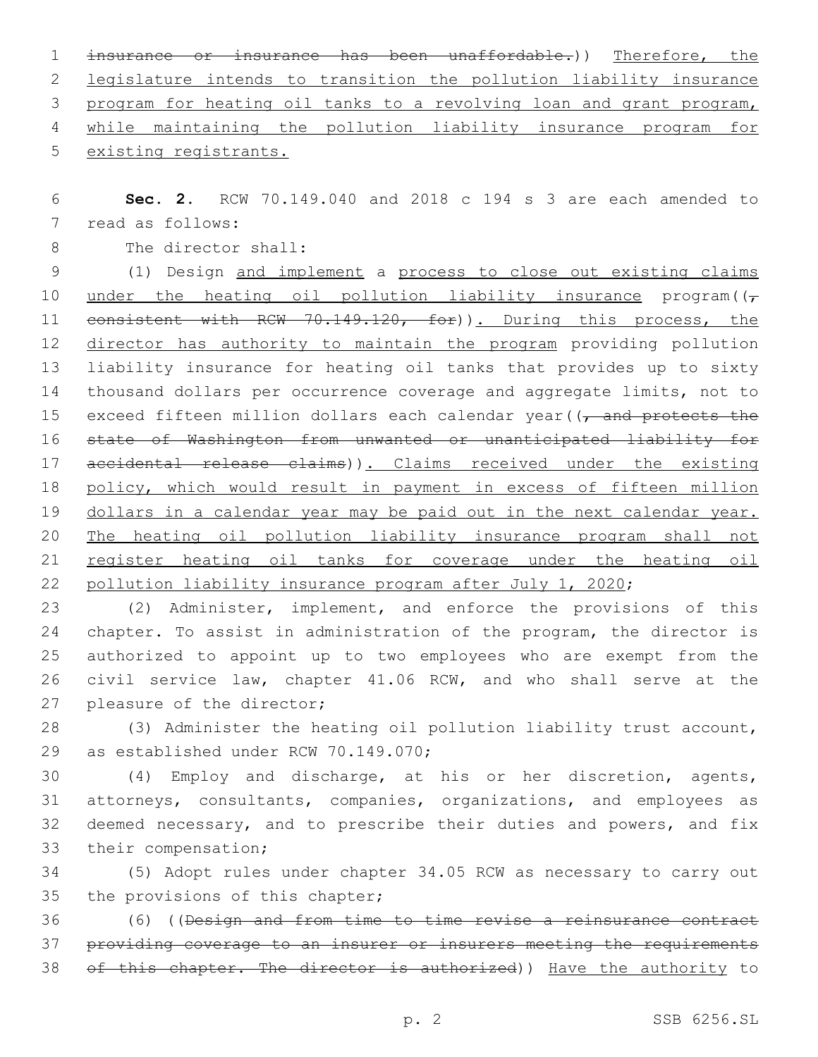~~insurance or insurance has been unaffordable.~~)) Therefore, the legislature intends to transition the pollution liability insurance program for heating oil tanks to a revolving loan and grant program, while maintaining the pollution liability insurance program for existing registrants.

**Sec. 2.** RCW 70.149.040 and 2018 c 194 s 3 are each amended to read as follows:

The director shall:

(1) Design and implement a process to close out existing claims under the heating oil pollution liability insurance program((~~, consistent with RCW 70.149.120, for~~)). During this process, the director has authority to maintain the program providing pollution liability insurance for heating oil tanks that provides up to sixty thousand dollars per occurrence coverage and aggregate limits, not to exceed fifteen million dollars each calendar year((~~, and protects the state of Washington from unwanted or unanticipated liability for accidental release claims~~)). Claims received under the existing policy, which would result in payment in excess of fifteen million dollars in a calendar year may be paid out in the next calendar year. The heating oil pollution liability insurance program shall not register heating oil tanks for coverage under the heating oil pollution liability insurance program after July 1, 2020;

(2) Administer, implement, and enforce the provisions of this chapter. To assist in administration of the program, the director is authorized to appoint up to two employees who are exempt from the civil service law, chapter 41.06 RCW, and who shall serve at the pleasure of the director;

(3) Administer the heating oil pollution liability trust account, as established under RCW 70.149.070;

(4) Employ and discharge, at his or her discretion, agents, attorneys, consultants, companies, organizations, and employees as deemed necessary, and to prescribe their duties and powers, and fix their compensation;

(5) Adopt rules under chapter 34.05 RCW as necessary to carry out the provisions of this chapter;

(6) ((~~Design and from time to time revise a reinsurance contract providing coverage to an insurer or insurers meeting the requirements of this chapter. The director is authorized~~)) Have the authority to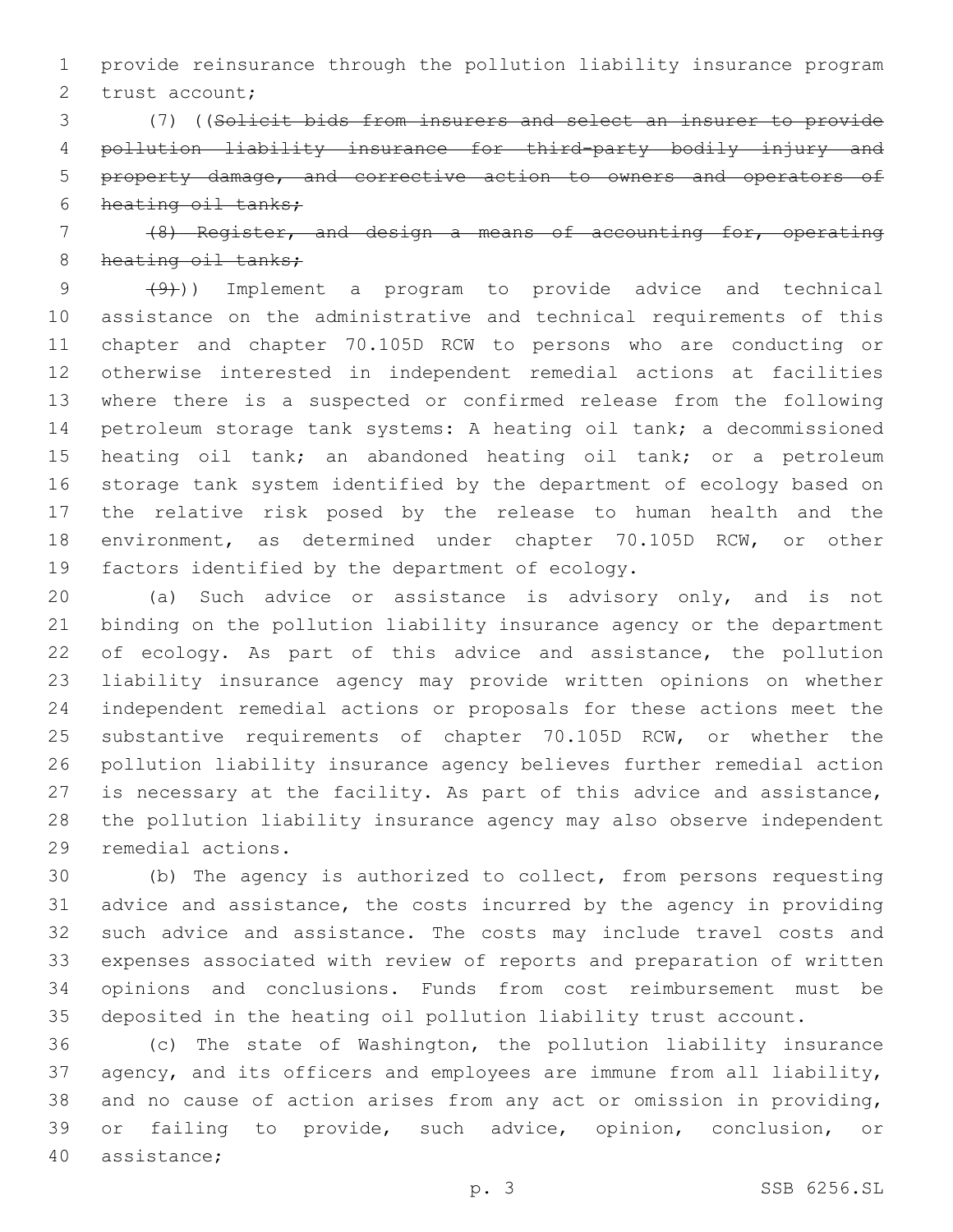provide reinsurance through the pollution liability insurance program trust account;

(7) ((~~Solicit bids from insurers and select an insurer to provide pollution liability insurance for third-party bodily injury and property damage, and corrective action to owners and operators of heating oil tanks;~~

~~(8) Register, and design a means of accounting for, operating heating oil tanks;~~

~~(9)~~)) Implement a program to provide advice and technical assistance on the administrative and technical requirements of this chapter and chapter 70.105D RCW to persons who are conducting or otherwise interested in independent remedial actions at facilities where there is a suspected or confirmed release from the following petroleum storage tank systems: A heating oil tank; a decommissioned heating oil tank; an abandoned heating oil tank; or a petroleum storage tank system identified by the department of ecology based on the relative risk posed by the release to human health and the environment, as determined under chapter 70.105D RCW, or other factors identified by the department of ecology.

(a) Such advice or assistance is advisory only, and is not binding on the pollution liability insurance agency or the department of ecology. As part of this advice and assistance, the pollution liability insurance agency may provide written opinions on whether independent remedial actions or proposals for these actions meet the substantive requirements of chapter 70.105D RCW, or whether the pollution liability insurance agency believes further remedial action is necessary at the facility. As part of this advice and assistance, the pollution liability insurance agency may also observe independent remedial actions.

(b) The agency is authorized to collect, from persons requesting advice and assistance, the costs incurred by the agency in providing such advice and assistance. The costs may include travel costs and expenses associated with review of reports and preparation of written opinions and conclusions. Funds from cost reimbursement must be deposited in the heating oil pollution liability trust account.

(c) The state of Washington, the pollution liability insurance agency, and its officers and employees are immune from all liability, and no cause of action arises from any act or omission in providing, or failing to provide, such advice, opinion, conclusion, or assistance;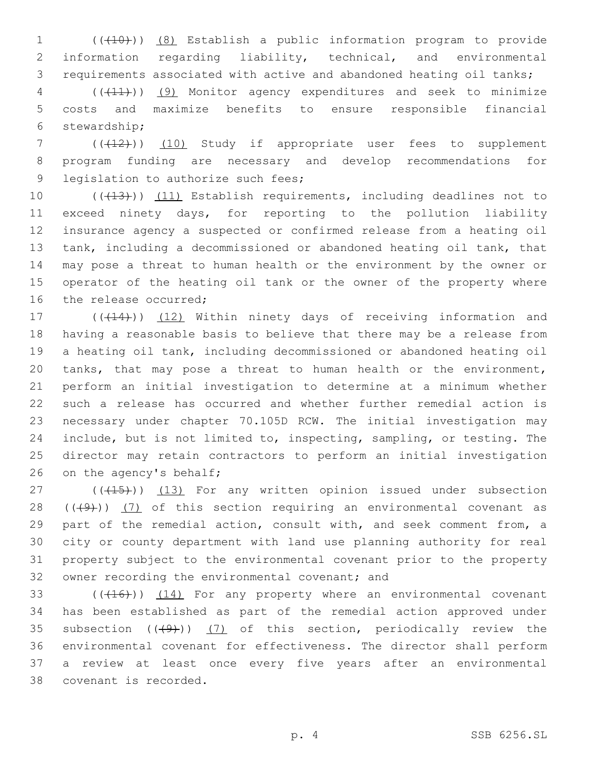(((10))) (8) Establish a public information program to provide information regarding liability, technical, and environmental requirements associated with active and abandoned heating oil tanks;

(((11))) (9) Monitor agency expenditures and seek to minimize costs and maximize benefits to ensure responsible financial stewardship;

(((12))) (10) Study if appropriate user fees to supplement program funding are necessary and develop recommendations for legislation to authorize such fees;

(((13))) (11) Establish requirements, including deadlines not to exceed ninety days, for reporting to the pollution liability insurance agency a suspected or confirmed release from a heating oil tank, including a decommissioned or abandoned heating oil tank, that may pose a threat to human health or the environment by the owner or operator of the heating oil tank or the owner of the property where the release occurred;

(((14))) (12) Within ninety days of receiving information and having a reasonable basis to believe that there may be a release from a heating oil tank, including decommissioned or abandoned heating oil tanks, that may pose a threat to human health or the environment, perform an initial investigation to determine at a minimum whether such a release has occurred and whether further remedial action is necessary under chapter 70.105D RCW. The initial investigation may include, but is not limited to, inspecting, sampling, or testing. The director may retain contractors to perform an initial investigation on the agency's behalf;

(((15))) (13) For any written opinion issued under subsection (((9))) (7) of this section requiring an environmental covenant as part of the remedial action, consult with, and seek comment from, a city or county department with land use planning authority for real property subject to the environmental covenant prior to the property owner recording the environmental covenant; and

(((16))) (14) For any property where an environmental covenant has been established as part of the remedial action approved under subsection (((9))) (7) of this section, periodically review the environmental covenant for effectiveness. The director shall perform a review at least once every five years after an environmental covenant is recorded.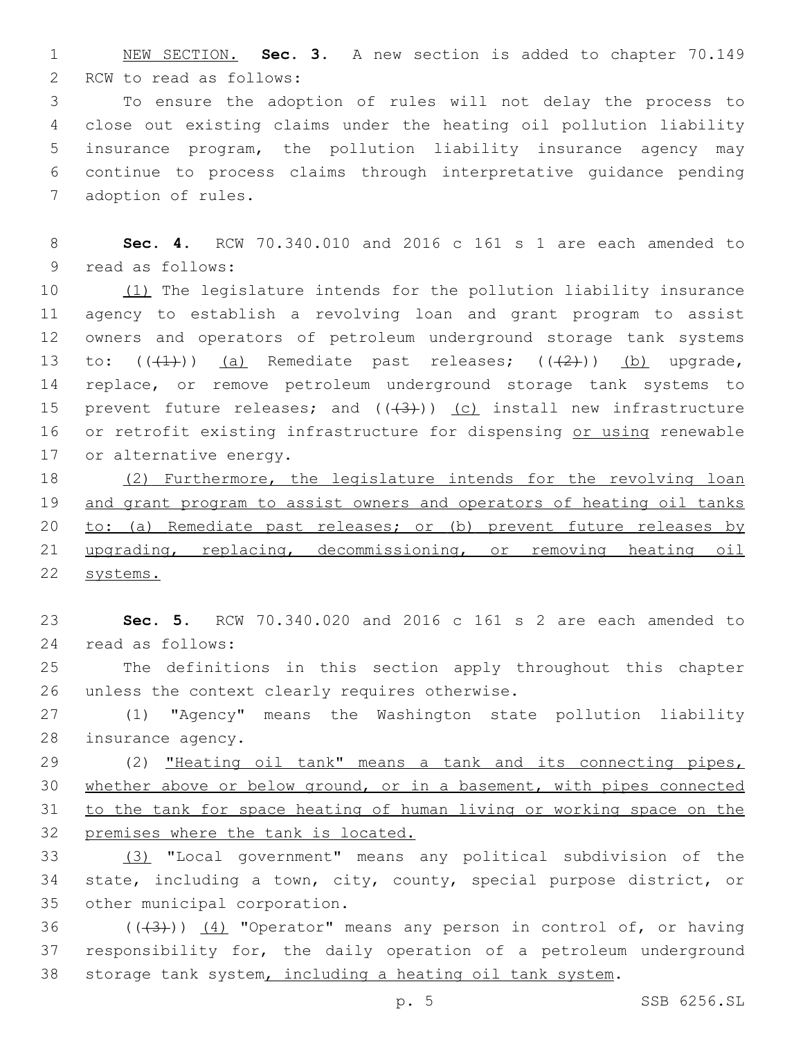NEW SECTION. **Sec. 3.** A new section is added to chapter 70.149 RCW to read as follows:

To ensure the adoption of rules will not delay the process to close out existing claims under the heating oil pollution liability insurance program, the pollution liability insurance agency may continue to process claims through interpretative guidance pending adoption of rules.

**Sec. 4.** RCW 70.340.010 and 2016 c 161 s 1 are each amended to read as follows:

(1) The legislature intends for the pollution liability insurance agency to establish a revolving loan and grant program to assist owners and operators of petroleum underground storage tank systems to: (((1))) (a) Remediate past releases; (((2))) (b) upgrade, replace, or remove petroleum underground storage tank systems to prevent future releases; and (((3))) (c) install new infrastructure or retrofit existing infrastructure for dispensing or using renewable or alternative energy.

(2) Furthermore, the legislature intends for the revolving loan and grant program to assist owners and operators of heating oil tanks to: (a) Remediate past releases; or (b) prevent future releases by upgrading, replacing, decommissioning, or removing heating oil systems.

**Sec. 5.** RCW 70.340.020 and 2016 c 161 s 2 are each amended to read as follows:

The definitions in this section apply throughout this chapter unless the context clearly requires otherwise.

(1) "Agency" means the Washington state pollution liability insurance agency.

(2) "Heating oil tank" means a tank and its connecting pipes, whether above or below ground, or in a basement, with pipes connected to the tank for space heating of human living or working space on the premises where the tank is located.

(3) "Local government" means any political subdivision of the state, including a town, city, county, special purpose district, or other municipal corporation.

(((3))) (4) "Operator" means any person in control of, or having responsibility for, the daily operation of a petroleum underground storage tank system, including a heating oil tank system.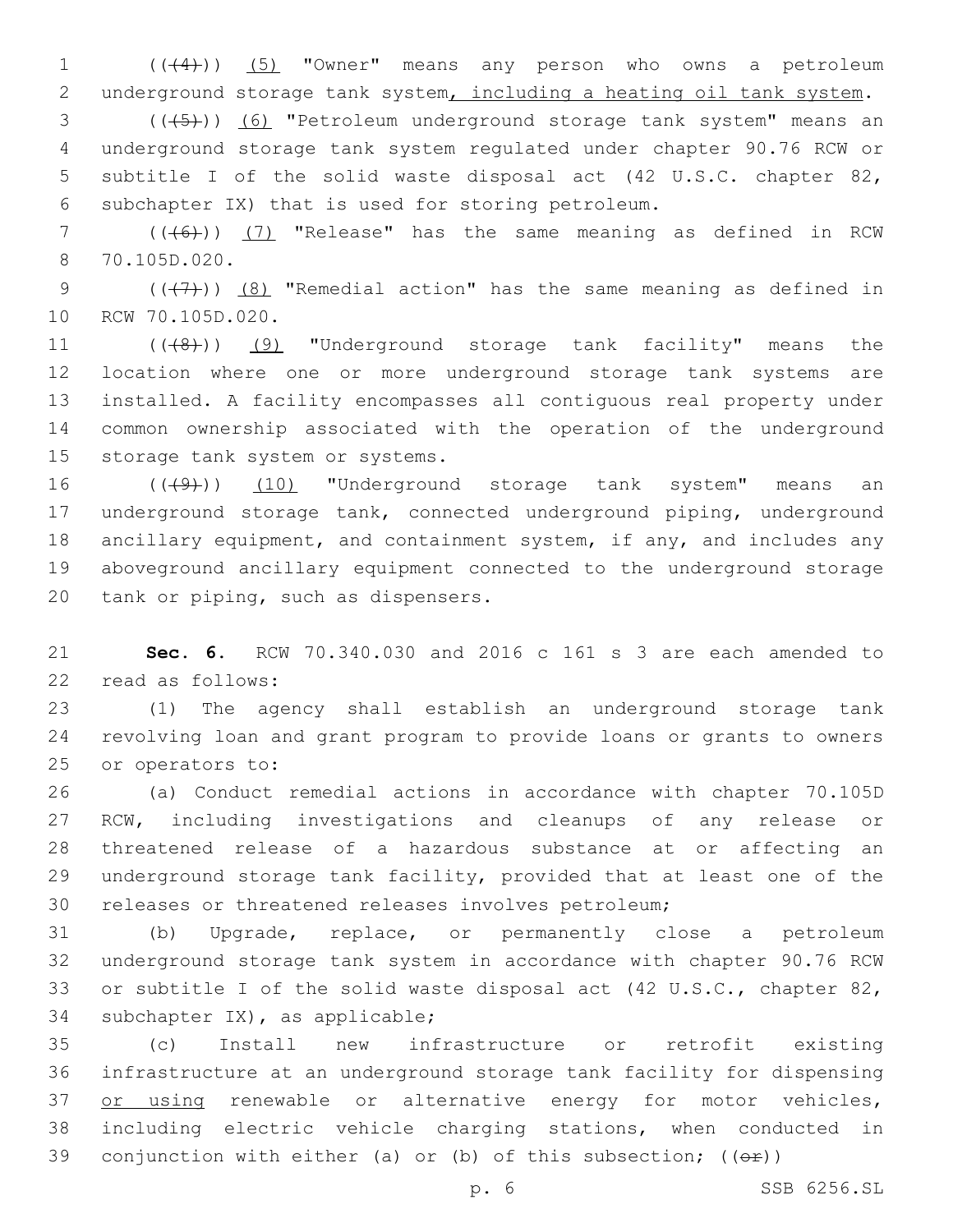((4)) (5) "Owner" means any person who owns a petroleum underground storage tank system, including a heating oil tank system.

((5)) (6) "Petroleum underground storage tank system" means an underground storage tank system regulated under chapter 90.76 RCW or subtitle I of the solid waste disposal act (42 U.S.C. chapter 82, subchapter IX) that is used for storing petroleum.

((6)) (7) "Release" has the same meaning as defined in RCW 70.105D.020.

((7)) (8) "Remedial action" has the same meaning as defined in RCW 70.105D.020.

((8)) (9) "Underground storage tank facility" means the location where one or more underground storage tank systems are installed. A facility encompasses all contiguous real property under common ownership associated with the operation of the underground storage tank system or systems.

((9)) (10) "Underground storage tank system" means an underground storage tank, connected underground piping, underground ancillary equipment, and containment system, if any, and includes any aboveground ancillary equipment connected to the underground storage tank or piping, such as dispensers.

**Sec. 6.** RCW 70.340.030 and 2016 c 161 s 3 are each amended to read as follows:

(1) The agency shall establish an underground storage tank revolving loan and grant program to provide loans or grants to owners or operators to:

(a) Conduct remedial actions in accordance with chapter 70.105D RCW, including investigations and cleanups of any release or threatened release of a hazardous substance at or affecting an underground storage tank facility, provided that at least one of the releases or threatened releases involves petroleum;

(b) Upgrade, replace, or permanently close a petroleum underground storage tank system in accordance with chapter 90.76 RCW or subtitle I of the solid waste disposal act (42 U.S.C., chapter 82, subchapter IX), as applicable;

(c) Install new infrastructure or retrofit existing infrastructure at an underground storage tank facility for dispensing or using renewable or alternative energy for motor vehicles, including electric vehicle charging stations, when conducted in conjunction with either (a) or (b) of this subsection; ((or))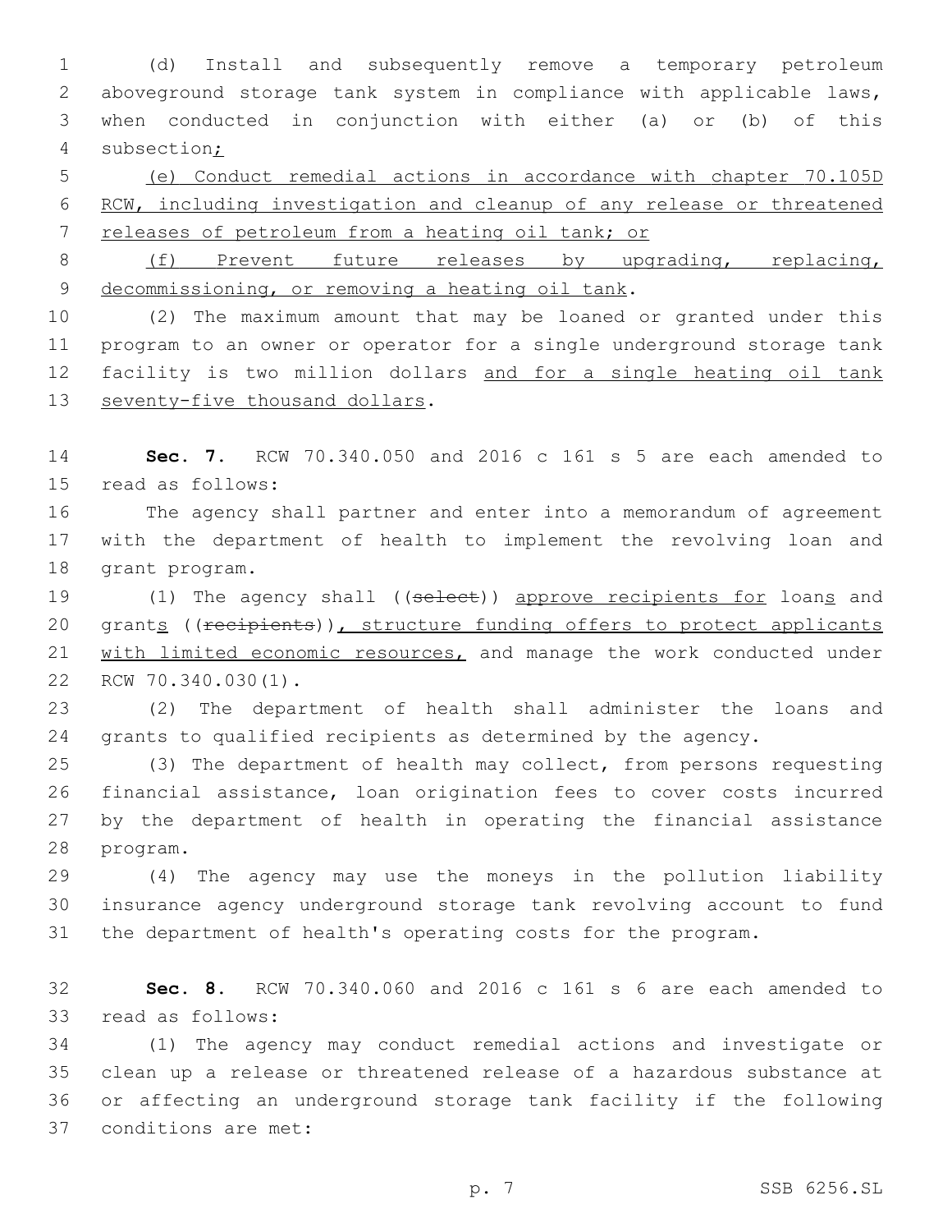(d) Install and subsequently remove a temporary petroleum aboveground storage tank system in compliance with applicable laws, when conducted in conjunction with either (a) or (b) of this subsection;

(e) Conduct remedial actions in accordance with chapter 70.105D RCW, including investigation and cleanup of any release or threatened releases of petroleum from a heating oil tank; or

(f) Prevent future releases by upgrading, replacing, decommissioning, or removing a heating oil tank.

(2) The maximum amount that may be loaned or granted under this program to an owner or operator for a single underground storage tank facility is two million dollars and for a single heating oil tank seventy-five thousand dollars.

**Sec. 7.** RCW 70.340.050 and 2016 c 161 s 5 are each amended to read as follows:

The agency shall partner and enter into a memorandum of agreement with the department of health to implement the revolving loan and grant program.

(1) The agency shall ((~~select~~)) approve recipients for loans and grants ((~~recipients~~)), structure funding offers to protect applicants with limited economic resources, and manage the work conducted under RCW 70.340.030(1).

(2) The department of health shall administer the loans and grants to qualified recipients as determined by the agency.

(3) The department of health may collect, from persons requesting financial assistance, loan origination fees to cover costs incurred by the department of health in operating the financial assistance program.

(4) The agency may use the moneys in the pollution liability insurance agency underground storage tank revolving account to fund the department of health's operating costs for the program.

**Sec. 8.** RCW 70.340.060 and 2016 c 161 s 6 are each amended to read as follows:

(1) The agency may conduct remedial actions and investigate or clean up a release or threatened release of a hazardous substance at or affecting an underground storage tank facility if the following conditions are met: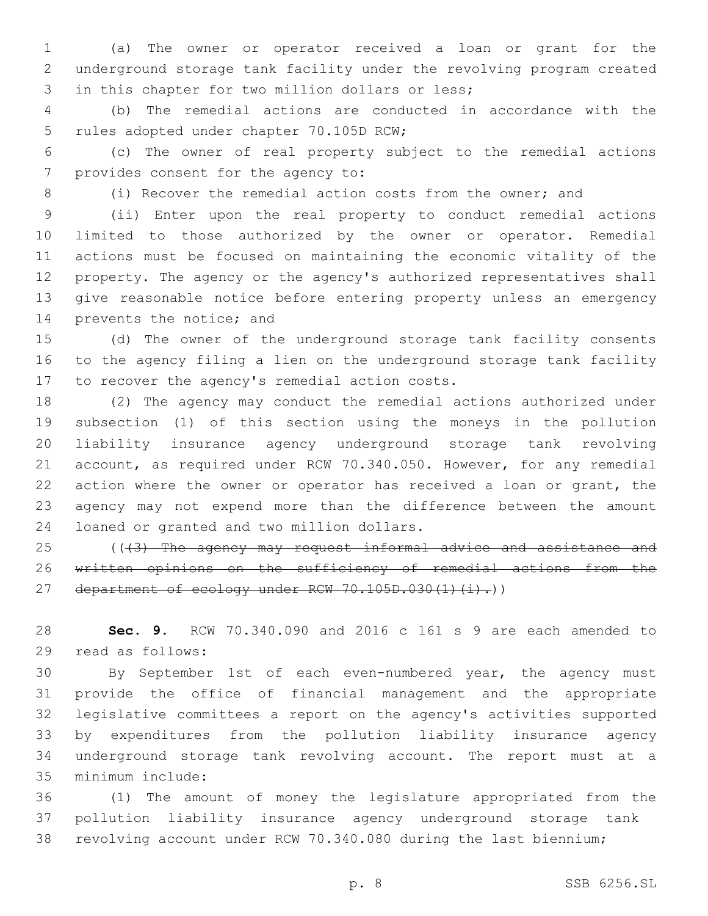(a) The owner or operator received a loan or grant for the underground storage tank facility under the revolving program created in this chapter for two million dollars or less;

(b) The remedial actions are conducted in accordance with the rules adopted under chapter 70.105D RCW;

(c) The owner of real property subject to the remedial actions provides consent for the agency to:

(i) Recover the remedial action costs from the owner; and

(ii) Enter upon the real property to conduct remedial actions limited to those authorized by the owner or operator. Remedial actions must be focused on maintaining the economic vitality of the property. The agency or the agency's authorized representatives shall give reasonable notice before entering property unless an emergency prevents the notice; and

(d) The owner of the underground storage tank facility consents to the agency filing a lien on the underground storage tank facility to recover the agency's remedial action costs.

(2) The agency may conduct the remedial actions authorized under subsection (1) of this section using the moneys in the pollution liability insurance agency underground storage tank revolving account, as required under RCW 70.340.050. However, for any remedial action where the owner or operator has received a loan or grant, the agency may not expend more than the difference between the amount loaned or granted and two million dollars.

((~~(3) The agency may request informal advice and assistance and written opinions on the sufficiency of remedial actions from the department of ecology under RCW 70.105D.030(1)(i).~~))

**Sec. 9.** RCW 70.340.090 and 2016 c 161 s 9 are each amended to read as follows:

By September 1st of each even-numbered year, the agency must provide the office of financial management and the appropriate legislative committees a report on the agency's activities supported by expenditures from the pollution liability insurance agency underground storage tank revolving account. The report must at a minimum include:

(1) The amount of money the legislature appropriated from the pollution liability insurance agency underground storage tank revolving account under RCW 70.340.080 during the last biennium;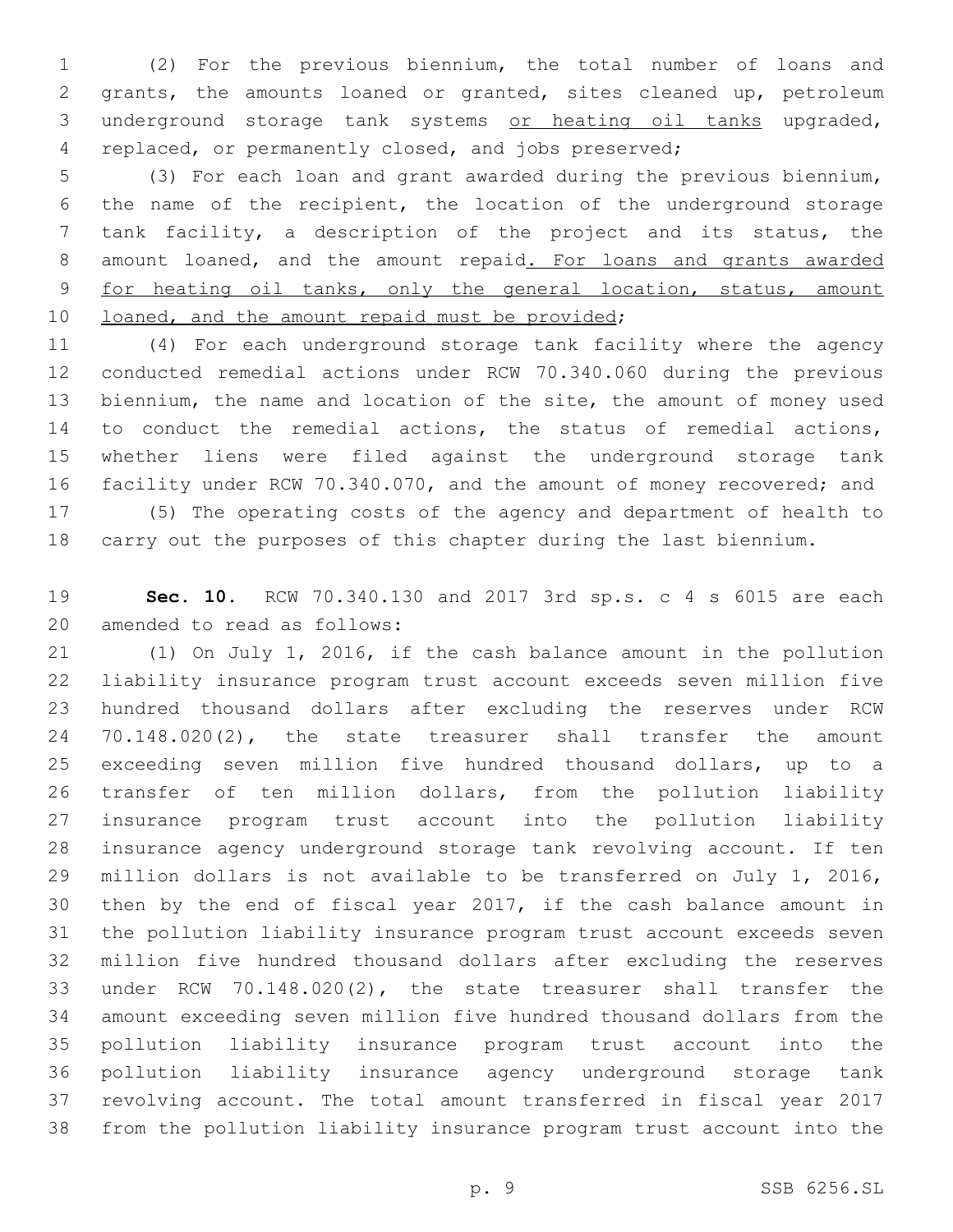(2) For the previous biennium, the total number of loans and grants, the amounts loaned or granted, sites cleaned up, petroleum underground storage tank systems <u>or heating oil tanks</u> upgraded, replaced, or permanently closed, and jobs preserved;

(3) For each loan and grant awarded during the previous biennium, the name of the recipient, the location of the underground storage tank facility, a description of the project and its status, the amount loaned, and the amount repaid<u>. For loans and grants awarded for heating oil tanks, only the general location, status, amount loaned, and the amount repaid must be provided</u>;

(4) For each underground storage tank facility where the agency conducted remedial actions under RCW 70.340.060 during the previous biennium, the name and location of the site, the amount of money used to conduct the remedial actions, the status of remedial actions, whether liens were filed against the underground storage tank facility under RCW 70.340.070, and the amount of money recovered; and

(5) The operating costs of the agency and department of health to carry out the purposes of this chapter during the last biennium.

**Sec. 10.** RCW 70.340.130 and 2017 3rd sp.s. c 4 s 6015 are each amended to read as follows:

(1) On July 1, 2016, if the cash balance amount in the pollution liability insurance program trust account exceeds seven million five hundred thousand dollars after excluding the reserves under RCW 70.148.020(2), the state treasurer shall transfer the amount exceeding seven million five hundred thousand dollars, up to a transfer of ten million dollars, from the pollution liability insurance program trust account into the pollution liability insurance agency underground storage tank revolving account. If ten million dollars is not available to be transferred on July 1, 2016, then by the end of fiscal year 2017, if the cash balance amount in the pollution liability insurance program trust account exceeds seven million five hundred thousand dollars after excluding the reserves under RCW 70.148.020(2), the state treasurer shall transfer the amount exceeding seven million five hundred thousand dollars from the pollution liability insurance program trust account into the pollution liability insurance agency underground storage tank revolving account. The total amount transferred in fiscal year 2017 from the pollution liability insurance program trust account into the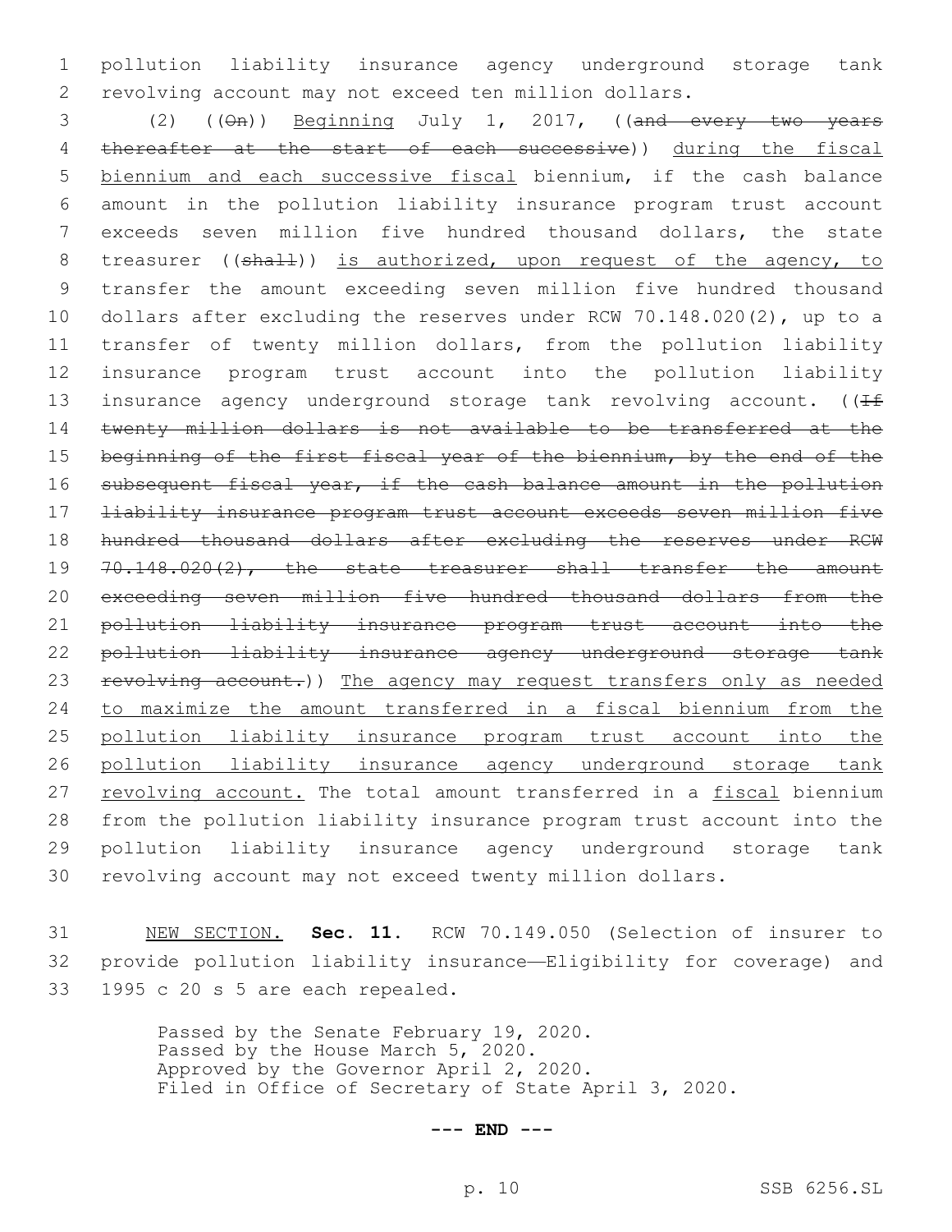pollution liability insurance agency underground storage tank revolving account may not exceed ten million dollars.

(2) ((~~On~~)) <u>Beginning</u> July 1, 2017, ((~~and every two years thereafter at the start of each successive~~)) <u>during the fiscal biennium and each successive fiscal</u> biennium, if the cash balance amount in the pollution liability insurance program trust account exceeds seven million five hundred thousand dollars, the state treasurer ((~~shall~~)) <u>is authorized, upon request of the agency, to</u> transfer the amount exceeding seven million five hundred thousand dollars after excluding the reserves under RCW 70.148.020(2), up to a transfer of twenty million dollars, from the pollution liability insurance program trust account into the pollution liability insurance agency underground storage tank revolving account. ((~~If twenty million dollars is not available to be transferred at the beginning of the first fiscal year of the biennium, by the end of the subsequent fiscal year, if the cash balance amount in the pollution liability insurance program trust account exceeds seven million five hundred thousand dollars after excluding the reserves under RCW 70.148.020(2), the state treasurer shall transfer the amount exceeding seven million five hundred thousand dollars from the pollution liability insurance program trust account into the pollution liability insurance agency underground storage tank revolving account.~~)) <u>The agency may request transfers only as needed to maximize the amount transferred in a fiscal biennium from the pollution liability insurance program trust account into the pollution liability insurance agency underground storage tank revolving account.</u> The total amount transferred in a <u>fiscal</u> biennium from the pollution liability insurance program trust account into the pollution liability insurance agency underground storage tank revolving account may not exceed twenty million dollars.

<u>NEW SECTION.</u> **Sec. 11.** RCW 70.149.050 (Selection of insurer to provide pollution liability insurance—Eligibility for coverage) and 1995 c 20 s 5 are each repealed.

Passed by the Senate February 19, 2020.
Passed by the House March 5, 2020.
Approved by the Governor April 2, 2020.
Filed in Office of Secretary of State April 3, 2020.

**--- END ---**